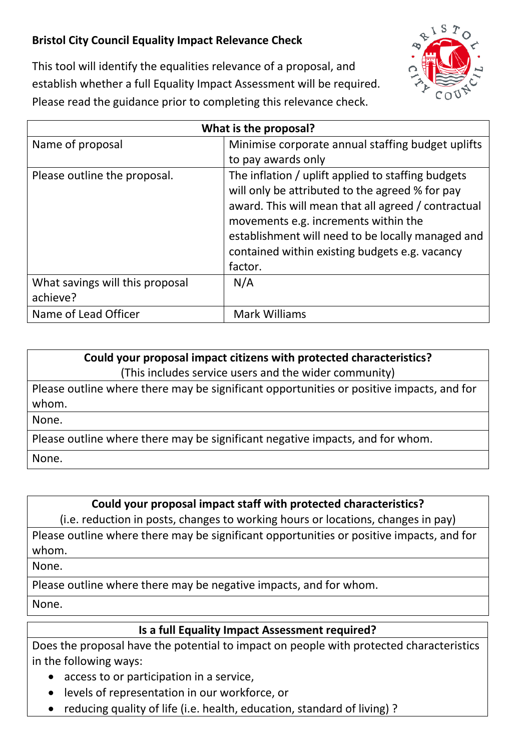**Bristol City Council Equality Impact Relevance Check**

This tool will identify the equalities relevance of a proposal, and establish whether a full Equality Impact Assessment will be required. Please read the guidance prior to completing this relevance check.

| What is the proposal? | |
|---|---|
| Name of proposal | Minimise corporate annual staffing budget uplifts to pay awards only |
| Please outline the proposal. | The inflation / uplift applied to staffing budgets will only be attributed to the agreed % for pay award. This will mean that all agreed / contractual movements e.g. increments within the establishment will need to be locally managed and contained within existing budgets e.g. vacancy factor. |
| What savings will this proposal achieve? | N/A |
| Name of Lead Officer | Mark Williams |

| **Could your proposal impact citizens with protected characteristics?** (This includes service users and the wider community) |
|---|
| Please outline where there may be significant opportunities or positive impacts, and for whom. |
| None. |
| Please outline where there may be significant negative impacts, and for whom. |
| None. |

| **Could your proposal impact staff with protected characteristics?** (i.e. reduction in posts, changes to working hours or locations, changes in pay) |
|---|
| Please outline where there may be significant opportunities or positive impacts, and for whom. |
| None. |
| Please outline where there may be negative impacts, and for whom. |
| None. |

**Is a full Equality Impact Assessment required?**

Does the proposal have the potential to impact on people with protected characteristics in the following ways:

- access to or participation in a service,
- levels of representation in our workforce, or
- reducing quality of life (i.e. health, education, standard of living) ?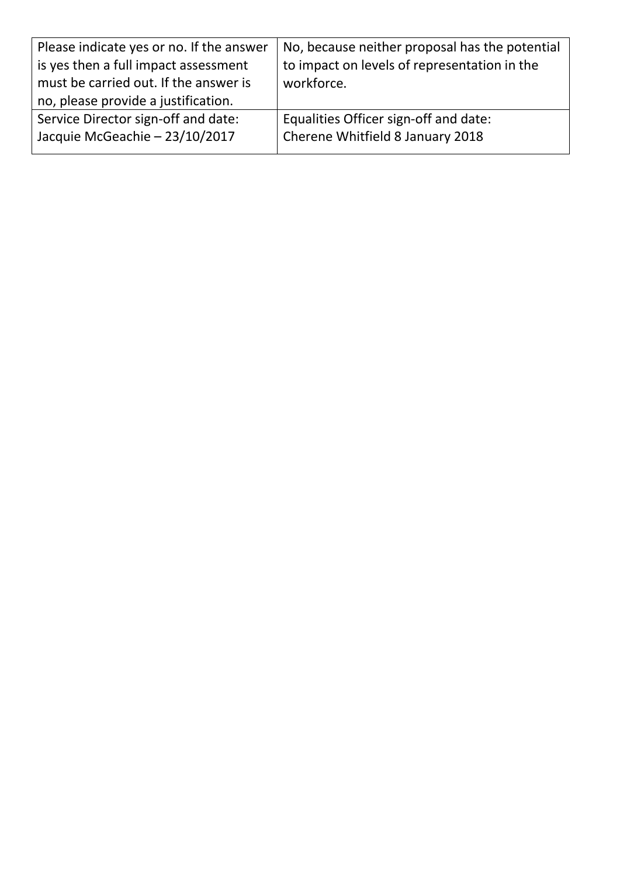| | |
|---|---|
| Please indicate yes or no. If the answer is yes then a full impact assessment must be carried out. If the answer is no, please provide a justification. | No, because neither proposal has the potential to impact on levels of representation in the workforce. |
| Service Director sign-off and date: Jacquie McGeachie – 23/10/2017 | Equalities Officer sign-off and date: Cherene Whitfield 8 January 2018 |